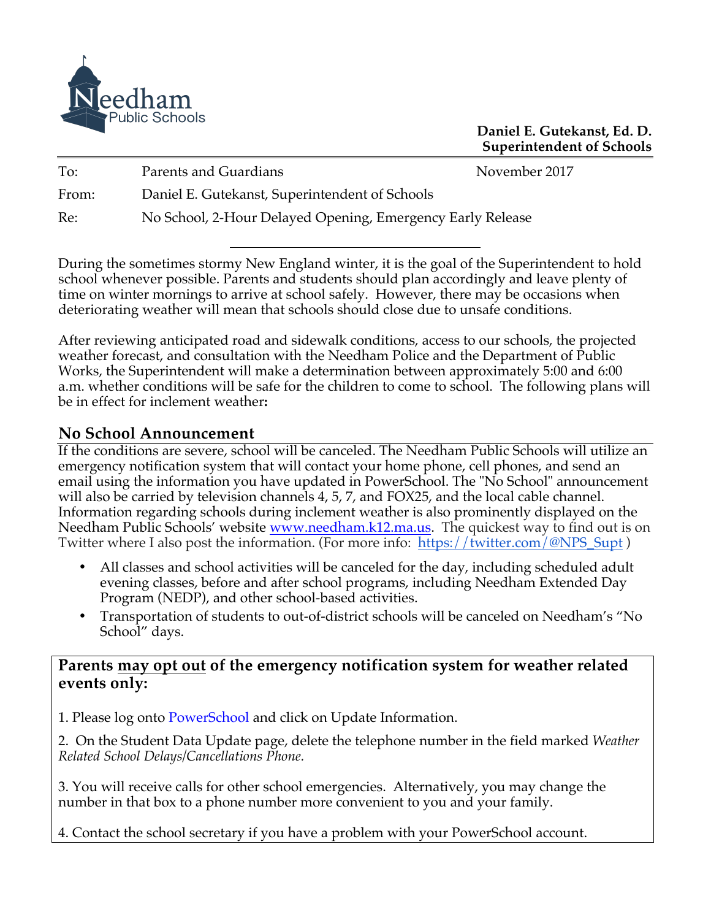Needham Public Schools

**Daniel E. Gutekanst, Ed. D.**
**Superintendent of Schools**

| | | |
|---|---|---|
| To: | Parents and Guardians | November 2017 |
| From: | Daniel E. Gutekanst, Superintendent of Schools | |
| Re: | No School, 2-Hour Delayed Opening, Emergency Early Release | |

---

During the sometimes stormy New England winter, it is the goal of the Superintendent to hold school whenever possible. Parents and students should plan accordingly and leave plenty of time on winter mornings to arrive at school safely. However, there may be occasions when deteriorating weather will mean that schools should close due to unsafe conditions.

After reviewing anticipated road and sidewalk conditions, access to our schools, the projected weather forecast, and consultation with the Needham Police and the Department of Public Works, the Superintendent will make a determination between approximately 5:00 and 6:00 a.m. whether conditions will be safe for the children to come to school. The following plans will be in effect for inclement weather**:**

## No School Announcement

If the conditions are severe, school will be canceled. The Needham Public Schools will utilize an emergency notification system that will contact your home phone, cell phones, and send an email using the information you have updated in PowerSchool. The "No School" announcement will also be carried by television channels 4, 5, 7, and FOX25, and the local cable channel. Information regarding schools during inclement weather is also prominently displayed on the Needham Public Schools' website www.needham.k12.ma.us. The quickest way to find out is on Twitter where I also post the information. (For more info: https://twitter.com/@NPS_Supt )

- All classes and school activities will be canceled for the day, including scheduled adult evening classes, before and after school programs, including Needham Extended Day Program (NEDP), and other school-based activities.
- Transportation of students to out-of-district schools will be canceled on Needham's "No School" days.

**Parents may opt out of the emergency notification system for weather related events only:**

1. Please log onto PowerSchool and click on Update Information.

2. On the Student Data Update page, delete the telephone number in the field marked *Weather Related School Delays/Cancellations Phone.*

3. You will receive calls for other school emergencies. Alternatively, you may change the number in that box to a phone number more convenient to you and your family.

4. Contact the school secretary if you have a problem with your PowerSchool account.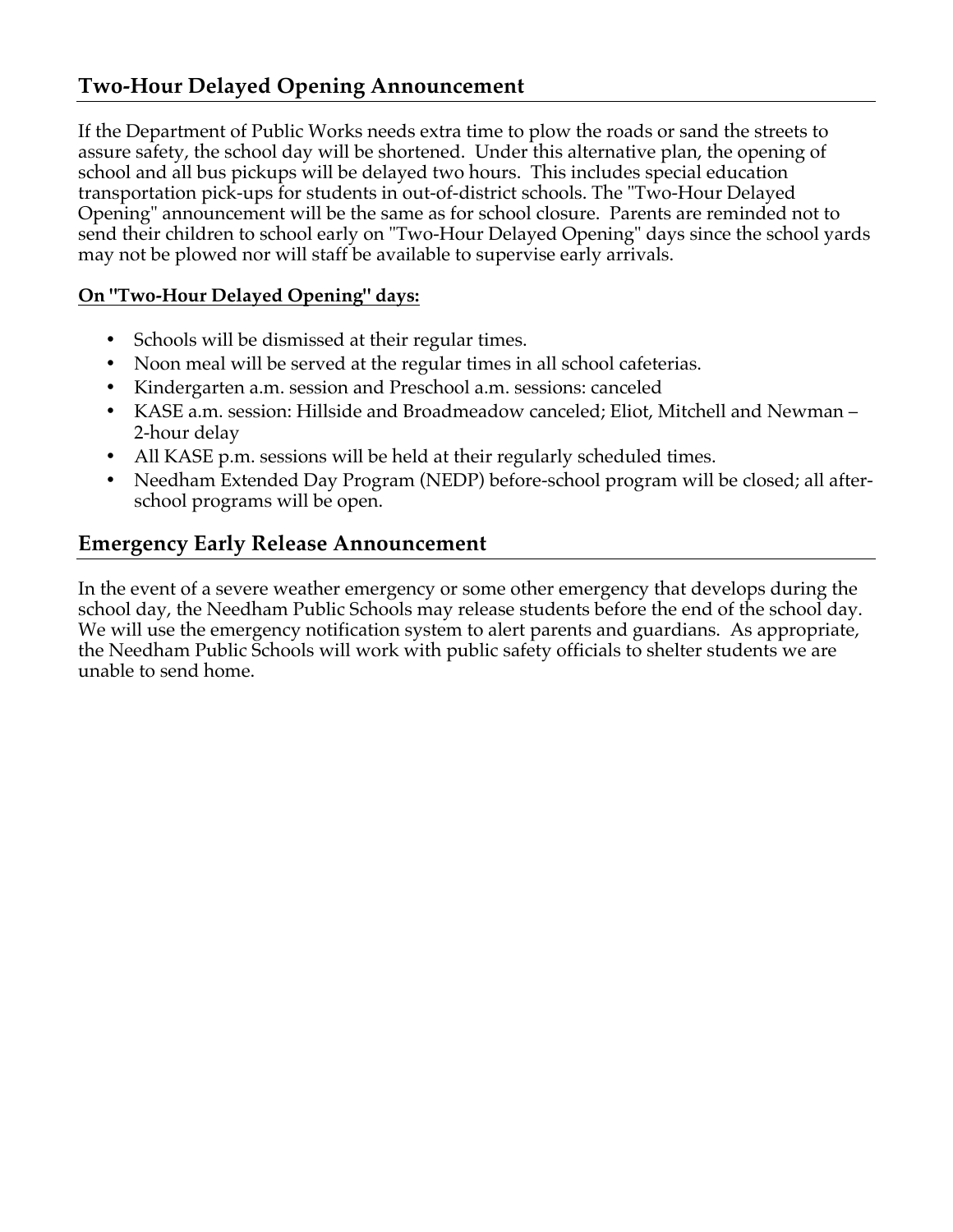## Two-Hour Delayed Opening Announcement

If the Department of Public Works needs extra time to plow the roads or sand the streets to assure safety, the school day will be shortened. Under this alternative plan, the opening of school and all bus pickups will be delayed two hours. This includes special education transportation pick-ups for students in out-of-district schools. The "Two-Hour Delayed Opening" announcement will be the same as for school closure. Parents are reminded not to send their children to school early on "Two-Hour Delayed Opening" days since the school yards may not be plowed nor will staff be available to supervise early arrivals.

**On "Two-Hour Delayed Opening" days:**

- Schools will be dismissed at their regular times.
- Noon meal will be served at the regular times in all school cafeterias.
- Kindergarten a.m. session and Preschool a.m. sessions: canceled
- KASE a.m. session: Hillside and Broadmeadow canceled; Eliot, Mitchell and Newman – 2-hour delay
- All KASE p.m. sessions will be held at their regularly scheduled times.
- Needham Extended Day Program (NEDP) before-school program will be closed; all after-school programs will be open.

## Emergency Early Release Announcement

In the event of a severe weather emergency or some other emergency that develops during the school day, the Needham Public Schools may release students before the end of the school day. We will use the emergency notification system to alert parents and guardians. As appropriate, the Needham Public Schools will work with public safety officials to shelter students we are unable to send home.